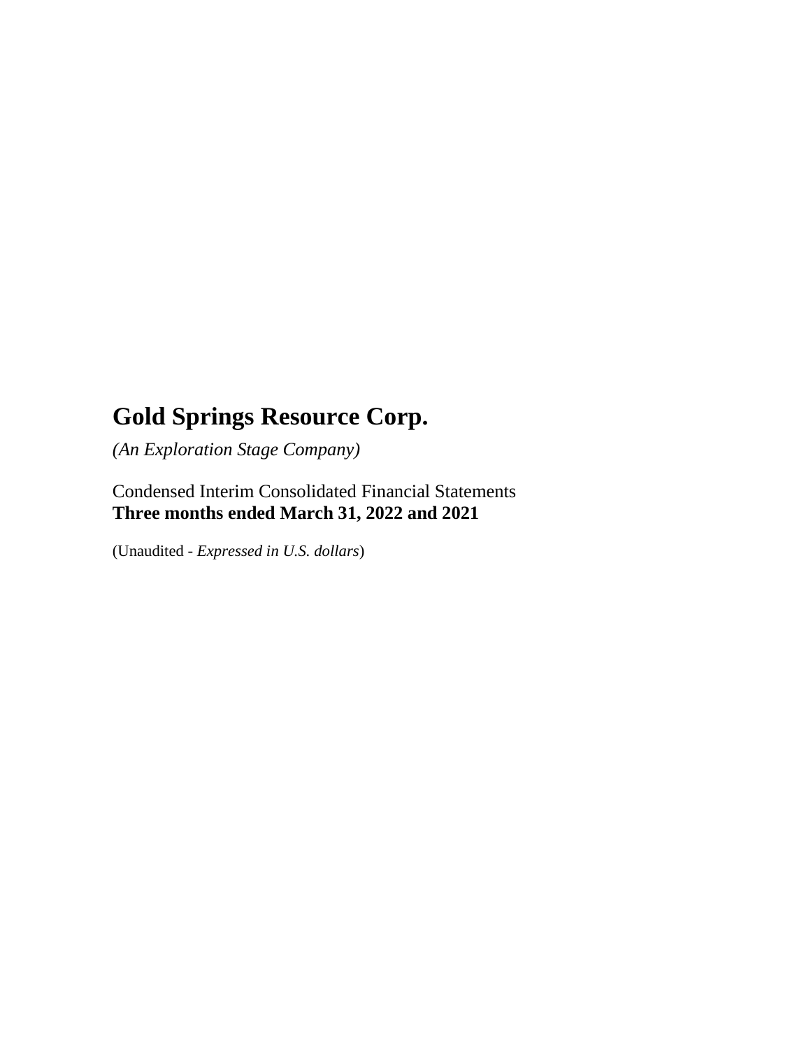# Gold Springs Resource Corp.

*(An Exploration Stage Company)*

Condensed Interim Consolidated Financial Statements
**Three months ended March 31, 2022 and 2021**

(Unaudited - *Expressed in U.S. dollars*)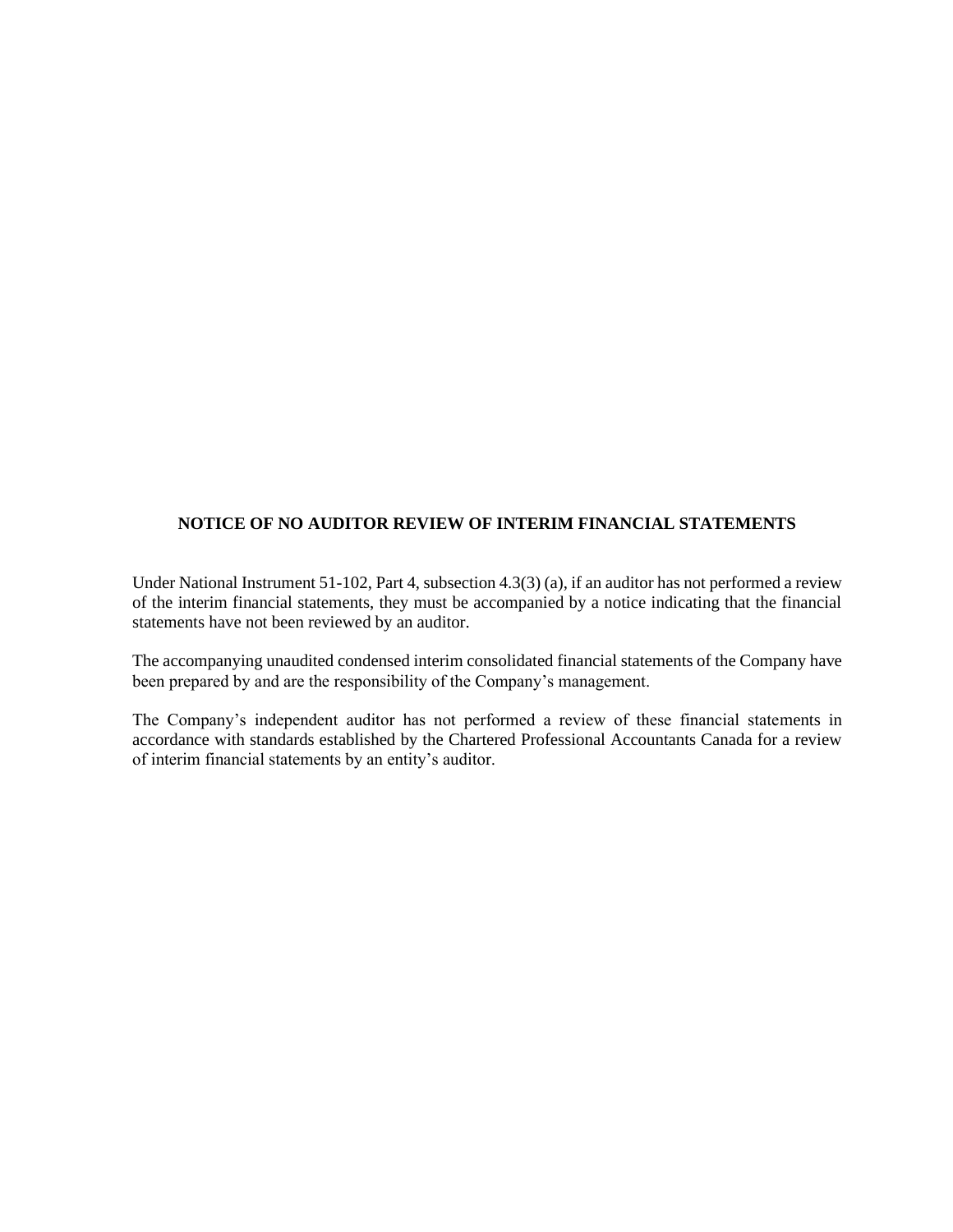## NOTICE OF NO AUDITOR REVIEW OF INTERIM FINANCIAL STATEMENTS

Under National Instrument 51-102, Part 4, subsection 4.3(3) (a), if an auditor has not performed a review of the interim financial statements, they must be accompanied by a notice indicating that the financial statements have not been reviewed by an auditor.

The accompanying unaudited condensed interim consolidated financial statements of the Company have been prepared by and are the responsibility of the Company's management.

The Company's independent auditor has not performed a review of these financial statements in accordance with standards established by the Chartered Professional Accountants Canada for a review of interim financial statements by an entity's auditor.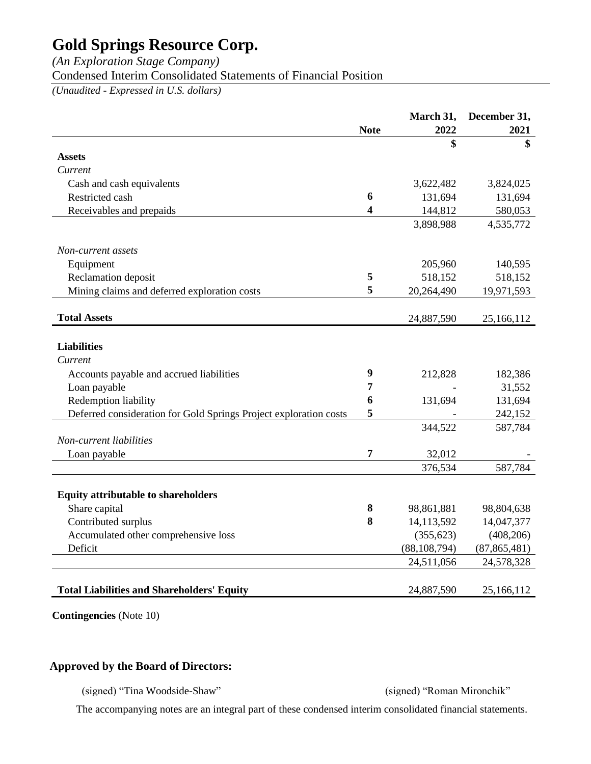# Gold Springs Resource Corp.

*(An Exploration Stage Company)*

Condensed Interim Consolidated Statements of Financial Position

*(Unaudited - Expressed in U.S. dollars)*

| | Note | March 31, 2022 | December 31, 2021 |
|---|---|---|---|
| | | $ | $ |
| **Assets** | | | |
| *Current* | | | |
| Cash and cash equivalents | | 3,622,482 | 3,824,025 |
| Restricted cash | 6 | 131,694 | 131,694 |
| Receivables and prepaids | 4 | 144,812 | 580,053 |
| | | 3,898,988 | 4,535,772 |
| *Non-current assets* | | | |
| Equipment | | 205,960 | 140,595 |
| Reclamation deposit | 5 | 518,152 | 518,152 |
| Mining claims and deferred exploration costs | 5 | 20,264,490 | 19,971,593 |
| **Total Assets** | | 24,887,590 | 25,166,112 |
| **Liabilities** | | | |
| *Current* | | | |
| Accounts payable and accrued liabilities | 9 | 212,828 | 182,386 |
| Loan payable | 7 | - | 31,552 |
| Redemption liability | 6 | 131,694 | 131,694 |
| Deferred consideration for Gold Springs Project exploration costs | 5 | - | 242,152 |
| | | 344,522 | 587,784 |
| *Non-current liabilities* | | | |
| Loan payable | 7 | 32,012 | - |
| | | 376,534 | 587,784 |
| **Equity attributable to shareholders** | | | |
| Share capital | 8 | 98,861,881 | 98,804,638 |
| Contributed surplus | 8 | 14,113,592 | 14,047,377 |
| Accumulated other comprehensive loss | | (355,623) | (408,206) |
| Deficit | | (88,108,794) | (87,865,481) |
| | | 24,511,056 | 24,578,328 |
| **Total Liabilities and Shareholders' Equity** | | 24,887,590 | 25,166,112 |

**Contingencies** (Note 10)

**Approved by the Board of Directors:**

(signed) "Tina Woodside-Shaw" (signed) "Roman Mironchik"

The accompanying notes are an integral part of these condensed interim consolidated financial statements.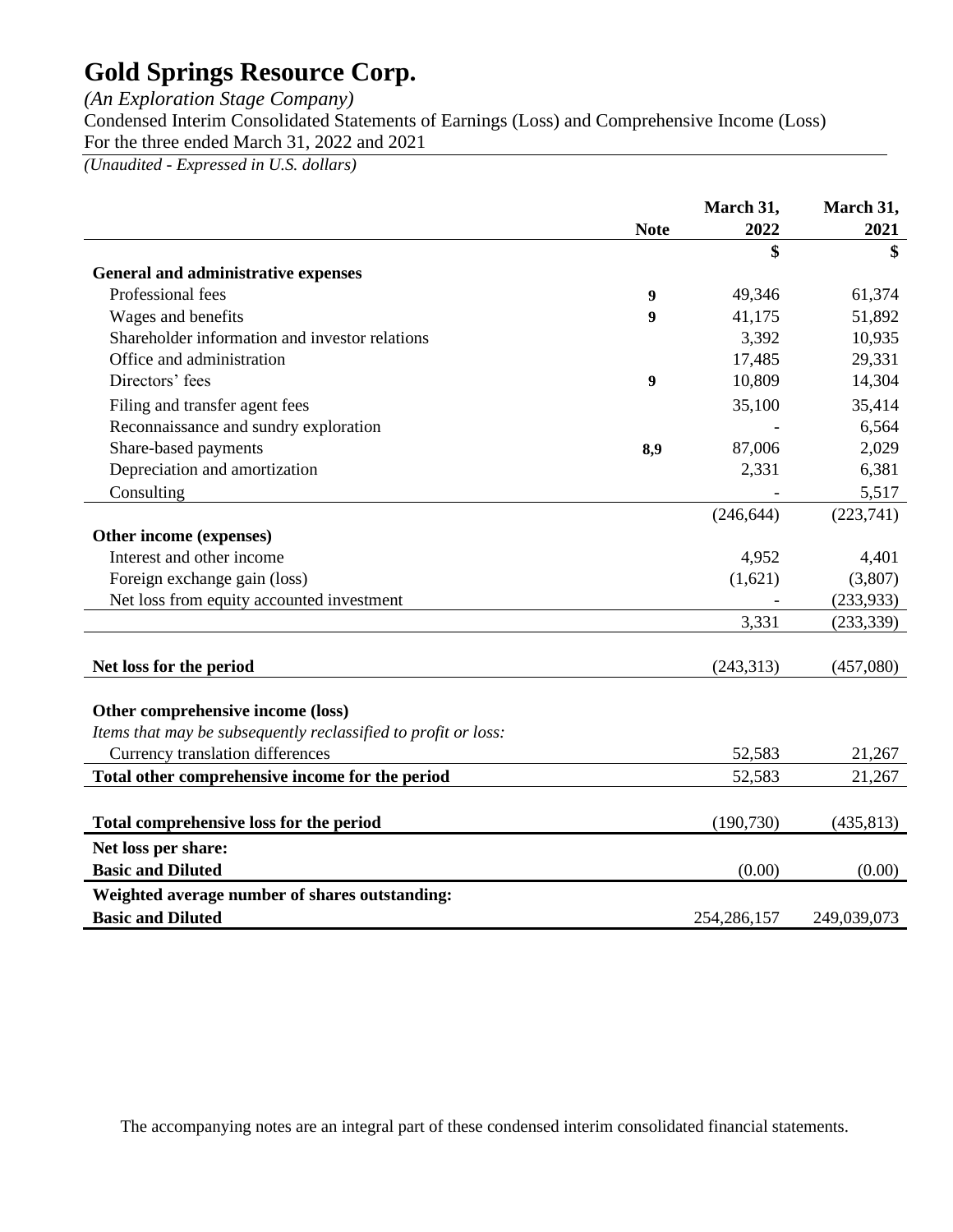# Gold Springs Resource Corp.

*(An Exploration Stage Company)*

Condensed Interim Consolidated Statements of Earnings (Loss) and Comprehensive Income (Loss)

For the three ended March 31, 2022 and 2021

*(Unaudited - Expressed in U.S. dollars)*

| | Note | March 31, 2022 | March 31, 2021 |
|---|---|---|---|
| | | $ | $ |
| **General and administrative expenses** | | | |
| Professional fees | 9 | 49,346 | 61,374 |
| Wages and benefits | 9 | 41,175 | 51,892 |
| Shareholder information and investor relations | | 3,392 | 10,935 |
| Office and administration | | 17,485 | 29,331 |
| Directors' fees | 9 | 10,809 | 14,304 |
| Filing and transfer agent fees | | 35,100 | 35,414 |
| Reconnaissance and sundry exploration | | - | 6,564 |
| Share-based payments | 8,9 | 87,006 | 2,029 |
| Depreciation and amortization | | 2,331 | 6,381 |
| Consulting | | - | 5,517 |
| | | (246,644) | (223,741) |
| **Other income (expenses)** | | | |
| Interest and other income | | 4,952 | 4,401 |
| Foreign exchange gain (loss) | | (1,621) | (3,807) |
| Net loss from equity accounted investment | | - | (233,933) |
| | | 3,331 | (233,339) |
| **Net loss for the period** | | (243,313) | (457,080) |
| **Other comprehensive income (loss)** | | | |
| *Items that may be subsequently reclassified to profit or loss:* | | | |
| Currency translation differences | | 52,583 | 21,267 |
| **Total other comprehensive income for the period** | | 52,583 | 21,267 |
| **Total comprehensive loss for the period** | | (190,730) | (435,813) |
| **Net loss per share:** | | | |
| **Basic and Diluted** | | (0.00) | (0.00) |
| **Weighted average number of shares outstanding:** | | | |
| **Basic and Diluted** | | 254,286,157 | 249,039,073 |

The accompanying notes are an integral part of these condensed interim consolidated financial statements.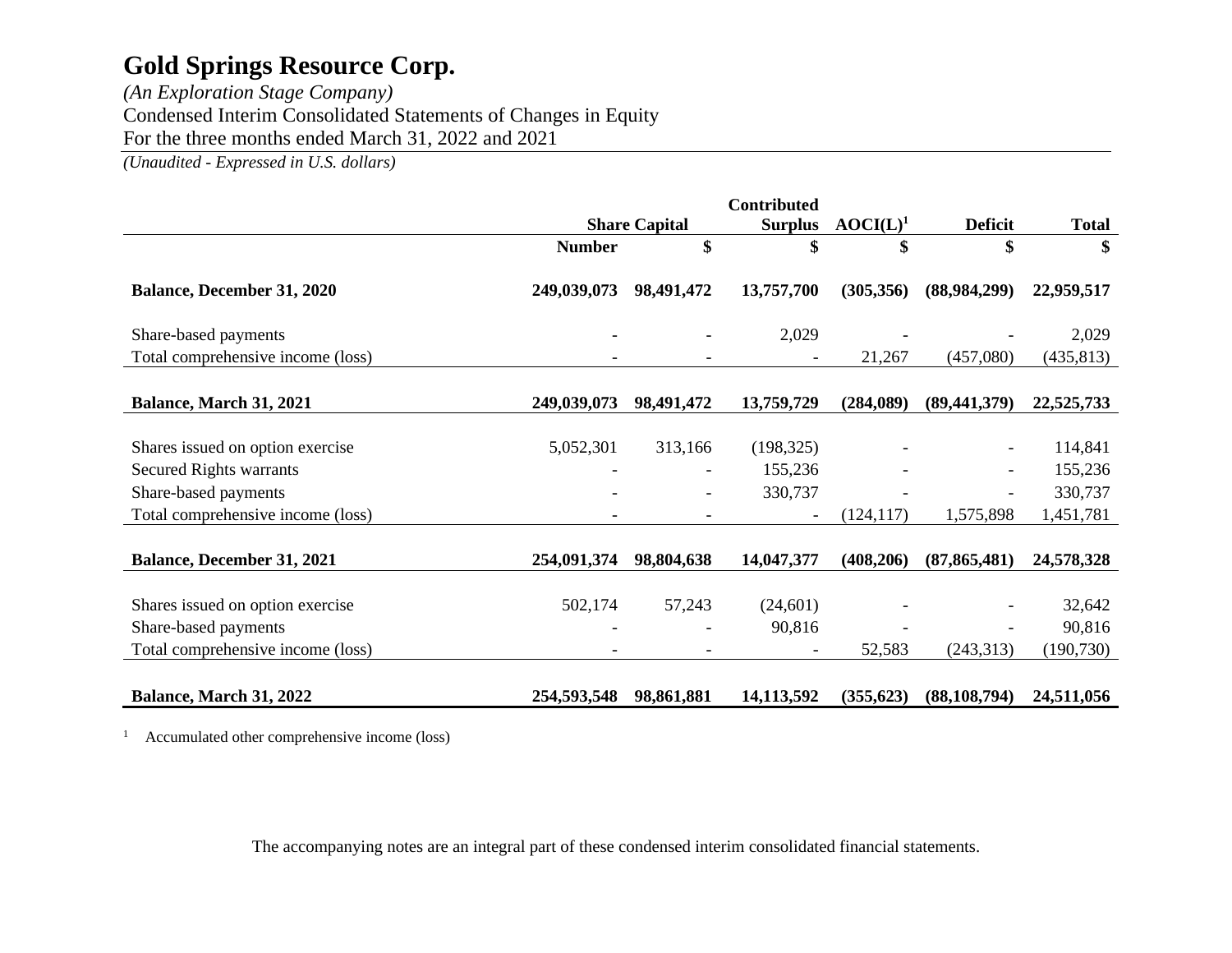# Gold Springs Resource Corp.

*(An Exploration Stage Company)*

Condensed Interim Consolidated Statements of Changes in Equity

For the three months ended March 31, 2022 and 2021

*(Unaudited - Expressed in U.S. dollars)*

| | Share Capital | | Contributed Surplus | AOCI(L)[1] | Deficit | Total |
|---|---|---|---|---|---|---|
| | **Number** | **$** | **$** | **$** | **$** | **$** |
| **Balance, December 31, 2020** | **249,039,073** | **98,491,472** | **13,757,700** | **(305,356)** | **(88,984,299)** | **22,959,517** |
| Share-based payments | - | - | 2,029 | - | - | 2,029 |
| Total comprehensive income (loss) | - | - | - | 21,267 | (457,080) | (435,813) |
| **Balance, March 31, 2021** | **249,039,073** | **98,491,472** | **13,759,729** | **(284,089)** | **(89,441,379)** | **22,525,733** |
| Shares issued on option exercise | 5,052,301 | 313,166 | (198,325) | - | - | 114,841 |
| Secured Rights warrants | - | - | 155,236 | - | - | 155,236 |
| Share-based payments | - | - | 330,737 | - | - | 330,737 |
| Total comprehensive income (loss) | - | - | - | (124,117) | 1,575,898 | 1,451,781 |
| **Balance, December 31, 2021** | **254,091,374** | **98,804,638** | **14,047,377** | **(408,206)** | **(87,865,481)** | **24,578,328** |
| Shares issued on option exercise | 502,174 | 57,243 | (24,601) | - | - | 32,642 |
| Share-based payments | - | - | 90,816 | - | - | 90,816 |
| Total comprehensive income (loss) | - | - | - | 52,583 | (243,313) | (190,730) |
| **Balance, March 31, 2022** | **254,593,548** | **98,861,881** | **14,113,592** | **(355,623)** | **(88,108,794)** | **24,511,056** |

[1] Accumulated other comprehensive income (loss)

The accompanying notes are an integral part of these condensed interim consolidated financial statements.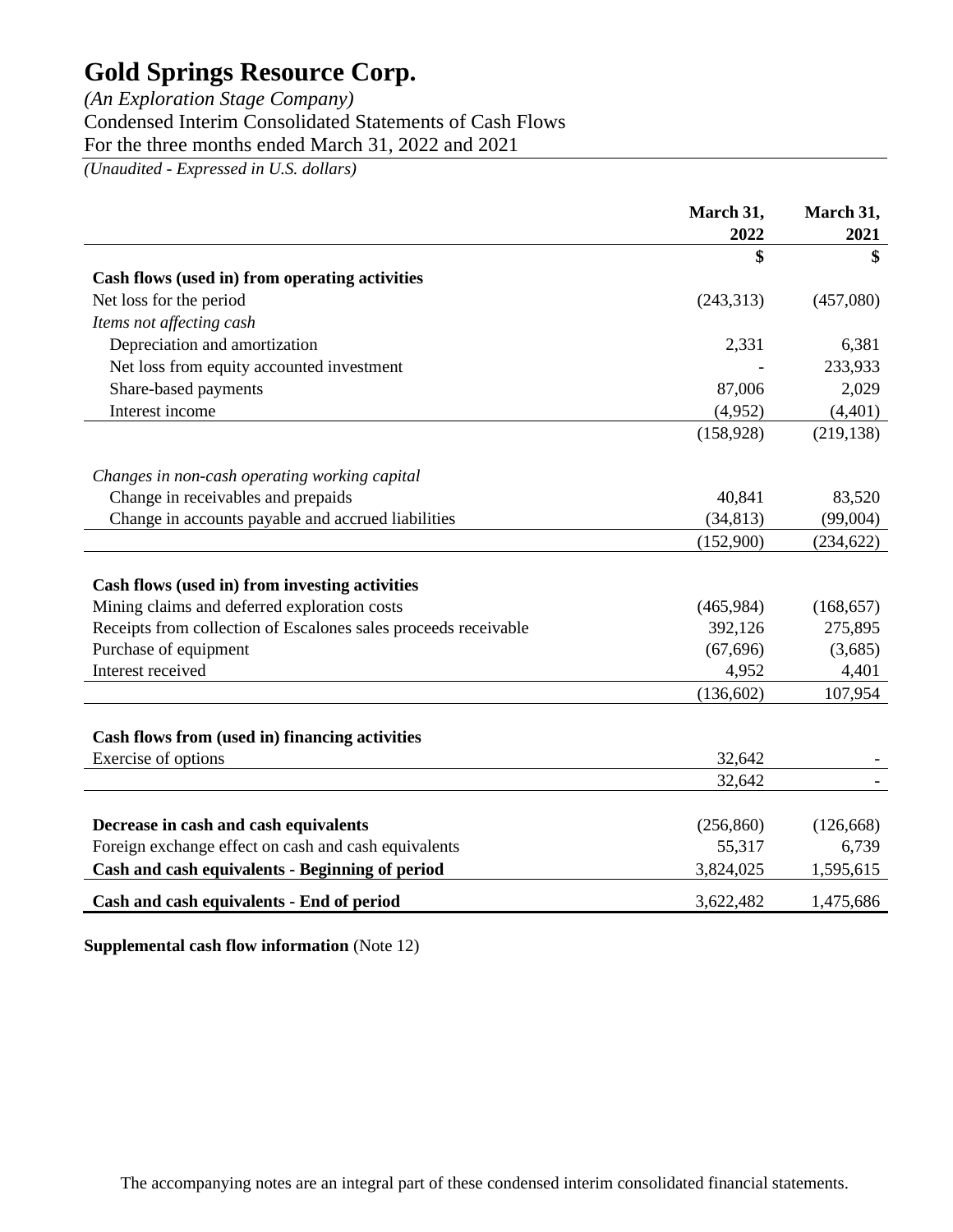# Gold Springs Resource Corp.

*(An Exploration Stage Company)*

Condensed Interim Consolidated Statements of Cash Flows

For the three months ended March 31, 2022 and 2021

*(Unaudited - Expressed in U.S. dollars)*

| | March 31, 2022 | March 31, 2021 |
|---|---|---|
| | $ | $ |
| **Cash flows (used in) from operating activities** | | |
| Net loss for the period | (243,313) | (457,080) |
| *Items not affecting cash* | | |
| Depreciation and amortization | 2,331 | 6,381 |
| Net loss from equity accounted investment | - | 233,933 |
| Share-based payments | 87,006 | 2,029 |
| Interest income | (4,952) | (4,401) |
| | (158,928) | (219,138) |
| *Changes in non-cash operating working capital* | | |
| Change in receivables and prepaids | 40,841 | 83,520 |
| Change in accounts payable and accrued liabilities | (34,813) | (99,004) |
| | (152,900) | (234,622) |
| **Cash flows (used in) from investing activities** | | |
| Mining claims and deferred exploration costs | (465,984) | (168,657) |
| Receipts from collection of Escalones sales proceeds receivable | 392,126 | 275,895 |
| Purchase of equipment | (67,696) | (3,685) |
| Interest received | 4,952 | 4,401 |
| | (136,602) | 107,954 |
| **Cash flows from (used in) financing activities** | | |
| Exercise of options | 32,642 | - |
| | 32,642 | - |
| **Decrease in cash and cash equivalents** | (256,860) | (126,668) |
| Foreign exchange effect on cash and cash equivalents | 55,317 | 6,739 |
| **Cash and cash equivalents - Beginning of period** | 3,824,025 | 1,595,615 |
| **Cash and cash equivalents - End of period** | 3,622,482 | 1,475,686 |

**Supplemental cash flow information** (Note 12)

The accompanying notes are an integral part of these condensed interim consolidated financial statements.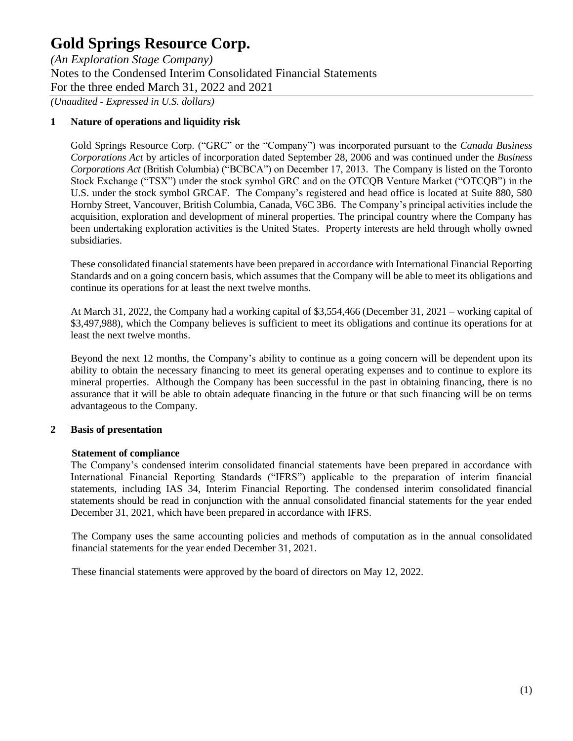## 1 Nature of operations and liquidity risk

Gold Springs Resource Corp. ("GRC" or the "Company") was incorporated pursuant to the *Canada Business Corporations Act* by articles of incorporation dated September 28, 2006 and was continued under the *Business Corporations Act* (British Columbia) ("BCBCA") on December 17, 2013. The Company is listed on the Toronto Stock Exchange ("TSX") under the stock symbol GRC and on the OTCQB Venture Market ("OTCQB") in the U.S. under the stock symbol GRCAF. The Company's registered and head office is located at Suite 880, 580 Hornby Street, Vancouver, British Columbia, Canada, V6C 3B6. The Company's principal activities include the acquisition, exploration and development of mineral properties. The principal country where the Company has been undertaking exploration activities is the United States. Property interests are held through wholly owned subsidiaries.

These consolidated financial statements have been prepared in accordance with International Financial Reporting Standards and on a going concern basis, which assumes that the Company will be able to meet its obligations and continue its operations for at least the next twelve months.

At March 31, 2022, the Company had a working capital of $3,554,466 (December 31, 2021 – working capital of $3,497,988), which the Company believes is sufficient to meet its obligations and continue its operations for at least the next twelve months.

Beyond the next 12 months, the Company's ability to continue as a going concern will be dependent upon its ability to obtain the necessary financing to meet its general operating expenses and to continue to explore its mineral properties. Although the Company has been successful in the past in obtaining financing, there is no assurance that it will be able to obtain adequate financing in the future or that such financing will be on terms advantageous to the Company.

## 2 Basis of presentation

**Statement of compliance**

The Company's condensed interim consolidated financial statements have been prepared in accordance with International Financial Reporting Standards ("IFRS") applicable to the preparation of interim financial statements, including IAS 34, Interim Financial Reporting. The condensed interim consolidated financial statements should be read in conjunction with the annual consolidated financial statements for the year ended December 31, 2021, which have been prepared in accordance with IFRS.

The Company uses the same accounting policies and methods of computation as in the annual consolidated financial statements for the year ended December 31, 2021.

These financial statements were approved by the board of directors on May 12, 2022.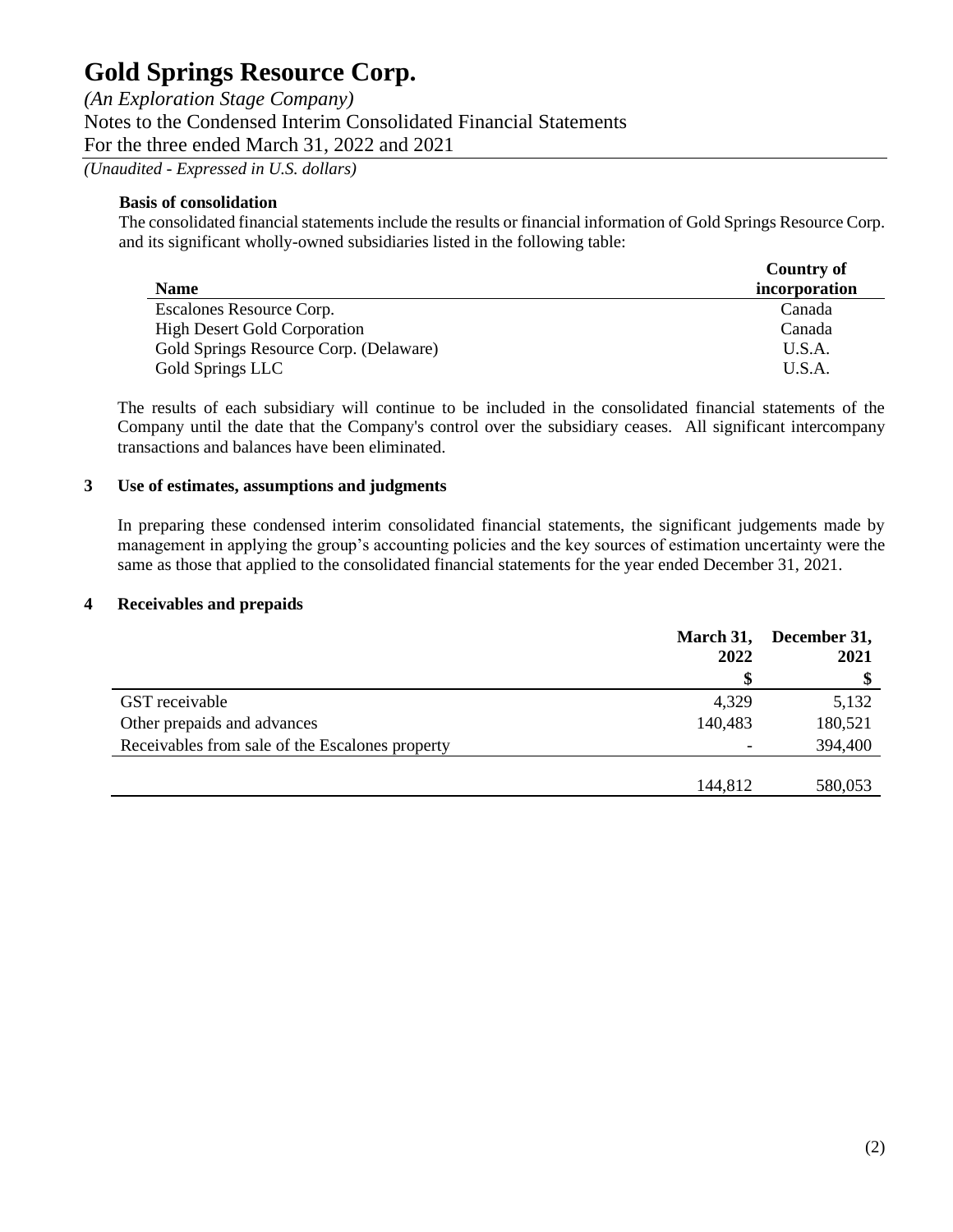**Basis of consolidation**

The consolidated financial statements include the results or financial information of Gold Springs Resource Corp. and its significant wholly-owned subsidiaries listed in the following table:

| Name | Country of incorporation |
|---|---|
| Escalones Resource Corp. | Canada |
| High Desert Gold Corporation | Canada |
| Gold Springs Resource Corp. (Delaware) | U.S.A. |
| Gold Springs LLC | U.S.A. |

The results of each subsidiary will continue to be included in the consolidated financial statements of the Company until the date that the Company's control over the subsidiary ceases. All significant intercompany transactions and balances have been eliminated.

## 3 Use of estimates, assumptions and judgments

In preparing these condensed interim consolidated financial statements, the significant judgements made by management in applying the group's accounting policies and the key sources of estimation uncertainty were the same as those that applied to the consolidated financial statements for the year ended December 31, 2021.

## 4 Receivables and prepaids

| | March 31, 2022 | December 31, 2021 |
|---|---|---|
| | $ | $ |
| GST receivable | 4,329 | 5,132 |
| Other prepaids and advances | 140,483 | 180,521 |
| Receivables from sale of the Escalones property | - | 394,400 |
| | 144,812 | 580,053 |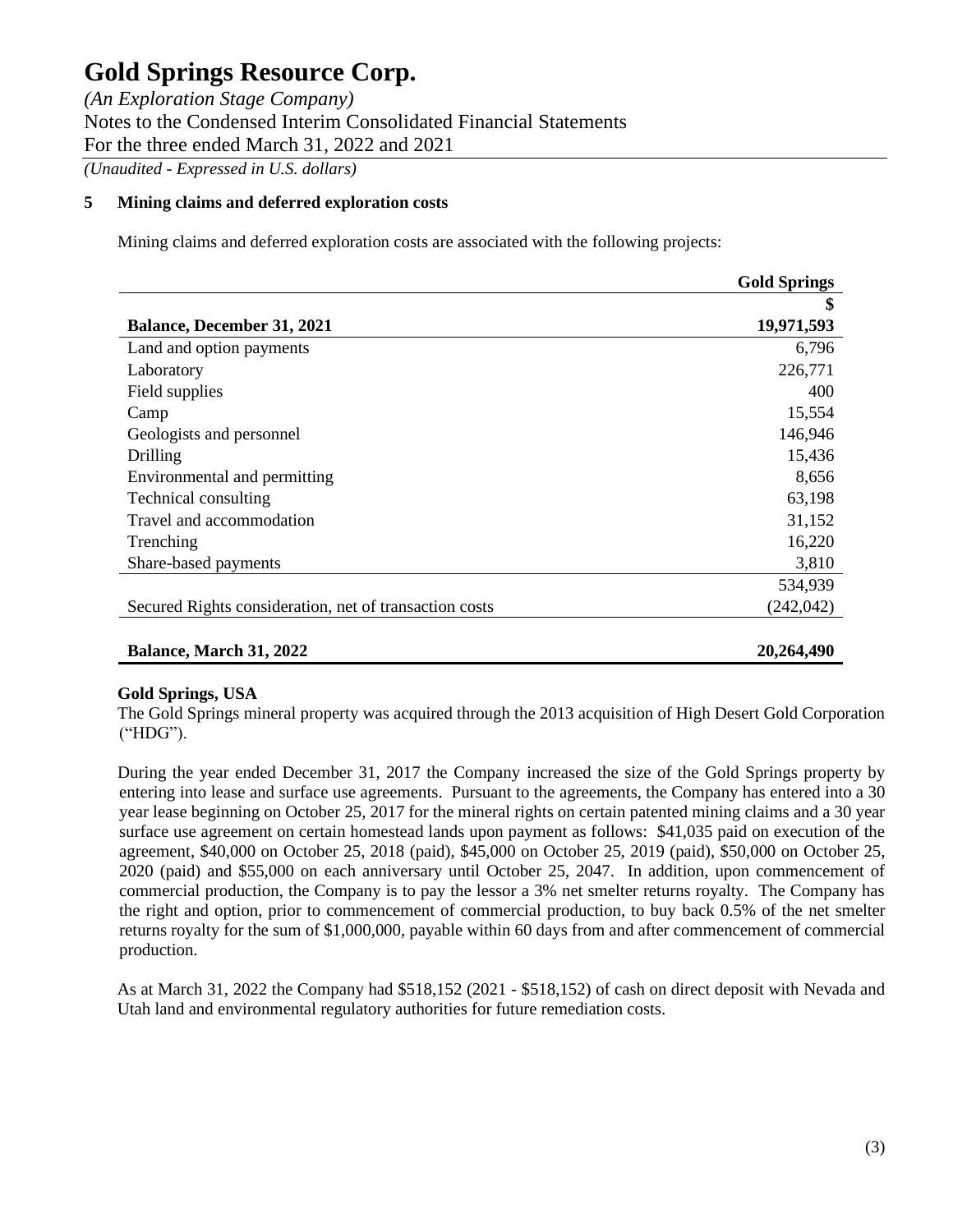# Gold Springs Resource Corp.

*(An Exploration Stage Company)*
Notes to the Condensed Interim Consolidated Financial Statements
For the three ended March 31, 2022 and 2021
*(Unaudited - Expressed in U.S. dollars)*

## 5 Mining claims and deferred exploration costs

Mining claims and deferred exploration costs are associated with the following projects:

| | Gold Springs |
|---|---|
| | $ |
| **Balance, December 31, 2021** | **19,971,593** |
| Land and option payments | 6,796 |
| Laboratory | 226,771 |
| Field supplies | 400 |
| Camp | 15,554 |
| Geologists and personnel | 146,946 |
| Drilling | 15,436 |
| Environmental and permitting | 8,656 |
| Technical consulting | 63,198 |
| Travel and accommodation | 31,152 |
| Trenching | 16,220 |
| Share-based payments | 3,810 |
| | 534,939 |
| Secured Rights consideration, net of transaction costs | (242,042) |
| **Balance, March 31, 2022** | **20,264,490** |

**Gold Springs, USA**

The Gold Springs mineral property was acquired through the 2013 acquisition of High Desert Gold Corporation ("HDG").

During the year ended December 31, 2017 the Company increased the size of the Gold Springs property by entering into lease and surface use agreements. Pursuant to the agreements, the Company has entered into a 30 year lease beginning on October 25, 2017 for the mineral rights on certain patented mining claims and a 30 year surface use agreement on certain homestead lands upon payment as follows: $41,035 paid on execution of the agreement, $40,000 on October 25, 2018 (paid), $45,000 on October 25, 2019 (paid), $50,000 on October 25, 2020 (paid) and $55,000 on each anniversary until October 25, 2047. In addition, upon commencement of commercial production, the Company is to pay the lessor a 3% net smelter returns royalty. The Company has the right and option, prior to commencement of commercial production, to buy back 0.5% of the net smelter returns royalty for the sum of $1,000,000, payable within 60 days from and after commencement of commercial production.

As at March 31, 2022 the Company had $518,152 (2021 - $518,152) of cash on direct deposit with Nevada and Utah land and environmental regulatory authorities for future remediation costs.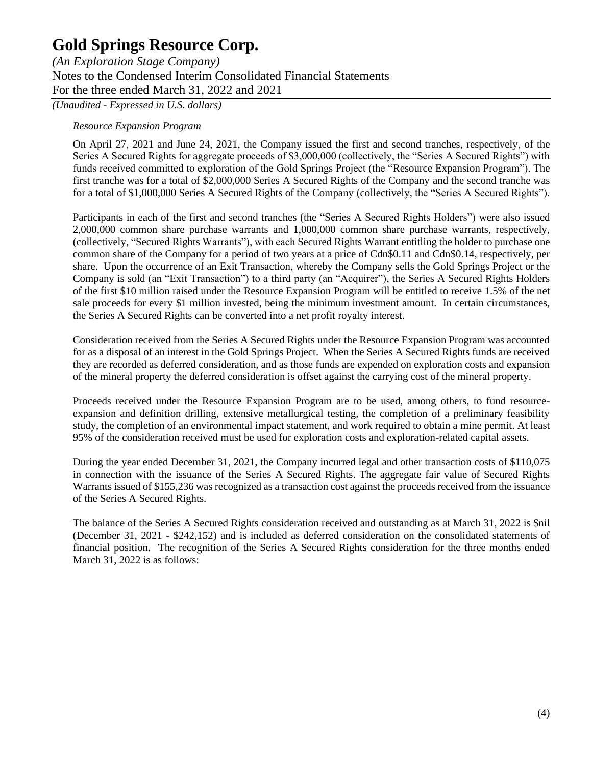*Resource Expansion Program*

On April 27, 2021 and June 24, 2021, the Company issued the first and second tranches, respectively, of the Series A Secured Rights for aggregate proceeds of $3,000,000 (collectively, the "Series A Secured Rights") with funds received committed to exploration of the Gold Springs Project (the "Resource Expansion Program"). The first tranche was for a total of $2,000,000 Series A Secured Rights of the Company and the second tranche was for a total of $1,000,000 Series A Secured Rights of the Company (collectively, the "Series A Secured Rights").

Participants in each of the first and second tranches (the "Series A Secured Rights Holders") were also issued 2,000,000 common share purchase warrants and 1,000,000 common share purchase warrants, respectively, (collectively, "Secured Rights Warrants"), with each Secured Rights Warrant entitling the holder to purchase one common share of the Company for a period of two years at a price of Cdn$0.11 and Cdn$0.14, respectively, per share. Upon the occurrence of an Exit Transaction, whereby the Company sells the Gold Springs Project or the Company is sold (an "Exit Transaction") to a third party (an "Acquirer"), the Series A Secured Rights Holders of the first $10 million raised under the Resource Expansion Program will be entitled to receive 1.5% of the net sale proceeds for every $1 million invested, being the minimum investment amount. In certain circumstances, the Series A Secured Rights can be converted into a net profit royalty interest.

Consideration received from the Series A Secured Rights under the Resource Expansion Program was accounted for as a disposal of an interest in the Gold Springs Project. When the Series A Secured Rights funds are received they are recorded as deferred consideration, and as those funds are expended on exploration costs and expansion of the mineral property the deferred consideration is offset against the carrying cost of the mineral property.

Proceeds received under the Resource Expansion Program are to be used, among others, to fund resource-expansion and definition drilling, extensive metallurgical testing, the completion of a preliminary feasibility study, the completion of an environmental impact statement, and work required to obtain a mine permit. At least 95% of the consideration received must be used for exploration costs and exploration-related capital assets.

During the year ended December 31, 2021, the Company incurred legal and other transaction costs of $110,075 in connection with the issuance of the Series A Secured Rights. The aggregate fair value of Secured Rights Warrants issued of $155,236 was recognized as a transaction cost against the proceeds received from the issuance of the Series A Secured Rights.

The balance of the Series A Secured Rights consideration received and outstanding as at March 31, 2022 is $nil (December 31, 2021 - $242,152) and is included as deferred consideration on the consolidated statements of financial position. The recognition of the Series A Secured Rights consideration for the three months ended March 31, 2022 is as follows: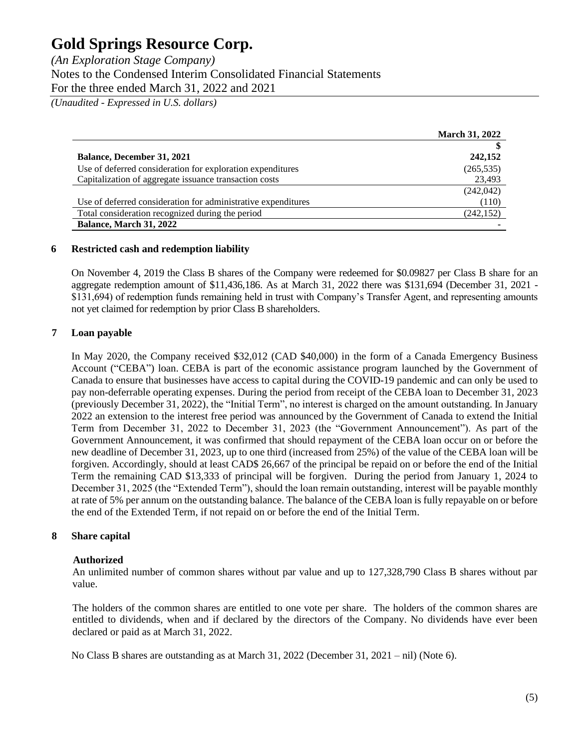|  | March 31, 2022 |
| --- | --- |
|  | $ |
| **Balance, December 31, 2021** | **242,152** |
| Use of deferred consideration for exploration expenditures | (265,535) |
| Capitalization of aggregate issuance transaction costs | 23,493 |
|  | (242,042) |
| Use of deferred consideration for administrative expenditures | (110) |
| Total consideration recognized during the period | (242,152) |
| **Balance, March 31, 2022** | **-** |

## 6 Restricted cash and redemption liability

On November 4, 2019 the Class B shares of the Company were redeemed for $0.09827 per Class B share for an aggregate redemption amount of $11,436,186. As at March 31, 2022 there was $131,694 (December 31, 2021 - $131,694) of redemption funds remaining held in trust with Company's Transfer Agent, and representing amounts not yet claimed for redemption by prior Class B shareholders.

## 7 Loan payable

In May 2020, the Company received $32,012 (CAD $40,000) in the form of a Canada Emergency Business Account ("CEBA") loan. CEBA is part of the economic assistance program launched by the Government of Canada to ensure that businesses have access to capital during the COVID-19 pandemic and can only be used to pay non-deferrable operating expenses. During the period from receipt of the CEBA loan to December 31, 2023 (previously December 31, 2022), the "Initial Term", no interest is charged on the amount outstanding. In January 2022 an extension to the interest free period was announced by the Government of Canada to extend the Initial Term from December 31, 2022 to December 31, 2023 (the "Government Announcement"). As part of the Government Announcement, it was confirmed that should repayment of the CEBA loan occur on or before the new deadline of December 31, 2023, up to one third (increased from 25%) of the value of the CEBA loan will be forgiven. Accordingly, should at least CAD$ 26,667 of the principal be repaid on or before the end of the Initial Term the remaining CAD $13,333 of principal will be forgiven. During the period from January 1, 2024 to December 31, 2025 (the "Extended Term"), should the loan remain outstanding, interest will be payable monthly at rate of 5% per annum on the outstanding balance. The balance of the CEBA loan is fully repayable on or before the end of the Extended Term, if not repaid on or before the end of the Initial Term.

## 8 Share capital

**Authorized**

An unlimited number of common shares without par value and up to 127,328,790 Class B shares without par value.

The holders of the common shares are entitled to one vote per share. The holders of the common shares are entitled to dividends, when and if declared by the directors of the Company. No dividends have ever been declared or paid as at March 31, 2022.

No Class B shares are outstanding as at March 31, 2022 (December 31, 2021 – nil) (Note 6).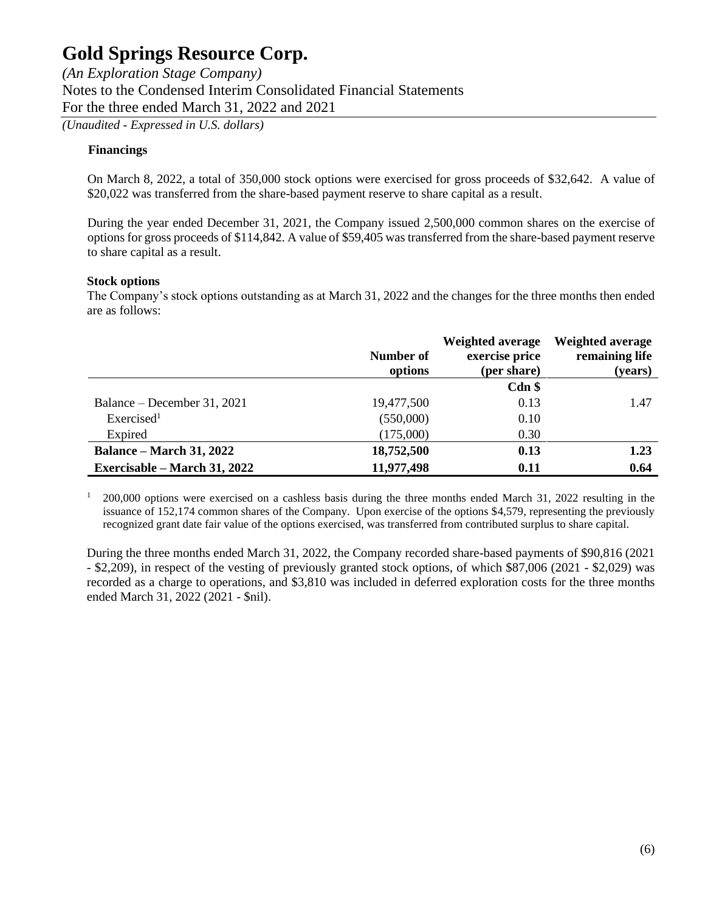# Gold Springs Resource Corp.

*(An Exploration Stage Company)*
Notes to the Condensed Interim Consolidated Financial Statements
For the three ended March 31, 2022 and 2021
*(Unaudited - Expressed in U.S. dollars)*

**Financings**

On March 8, 2022, a total of 350,000 stock options were exercised for gross proceeds of $32,642. A value of $20,022 was transferred from the share-based payment reserve to share capital as a result.

During the year ended December 31, 2021, the Company issued 2,500,000 common shares on the exercise of options for gross proceeds of $114,842. A value of $59,405 was transferred from the share-based payment reserve to share capital as a result.

**Stock options**

The Company's stock options outstanding as at March 31, 2022 and the changes for the three months then ended are as follows:

| | Number of options | Weighted average exercise price (per share) | Weighted average remaining life (years) |
|---|---|---|---|
| | | Cdn $ | |
| Balance – December 31, 2021 | 19,477,500 | 0.13 | 1.47 |
| Exercised[1] | (550,000) | 0.10 | |
| Expired | (175,000) | 0.30 | |
| **Balance – March 31, 2022** | **18,752,500** | **0.13** | **1.23** |
| **Exercisable – March 31, 2022** | **11,977,498** | **0.11** | **0.64** |

[1] 200,000 options were exercised on a cashless basis during the three months ended March 31, 2022 resulting in the issuance of 152,174 common shares of the Company. Upon exercise of the options $4,579, representing the previously recognized grant date fair value of the options exercised, was transferred from contributed surplus to share capital.

During the three months ended March 31, 2022, the Company recorded share-based payments of $90,816 (2021 - $2,209), in respect of the vesting of previously granted stock options, of which $87,006 (2021 - $2,029) was recorded as a charge to operations, and $3,810 was included in deferred exploration costs for the three months ended March 31, 2022 (2021 - $nil).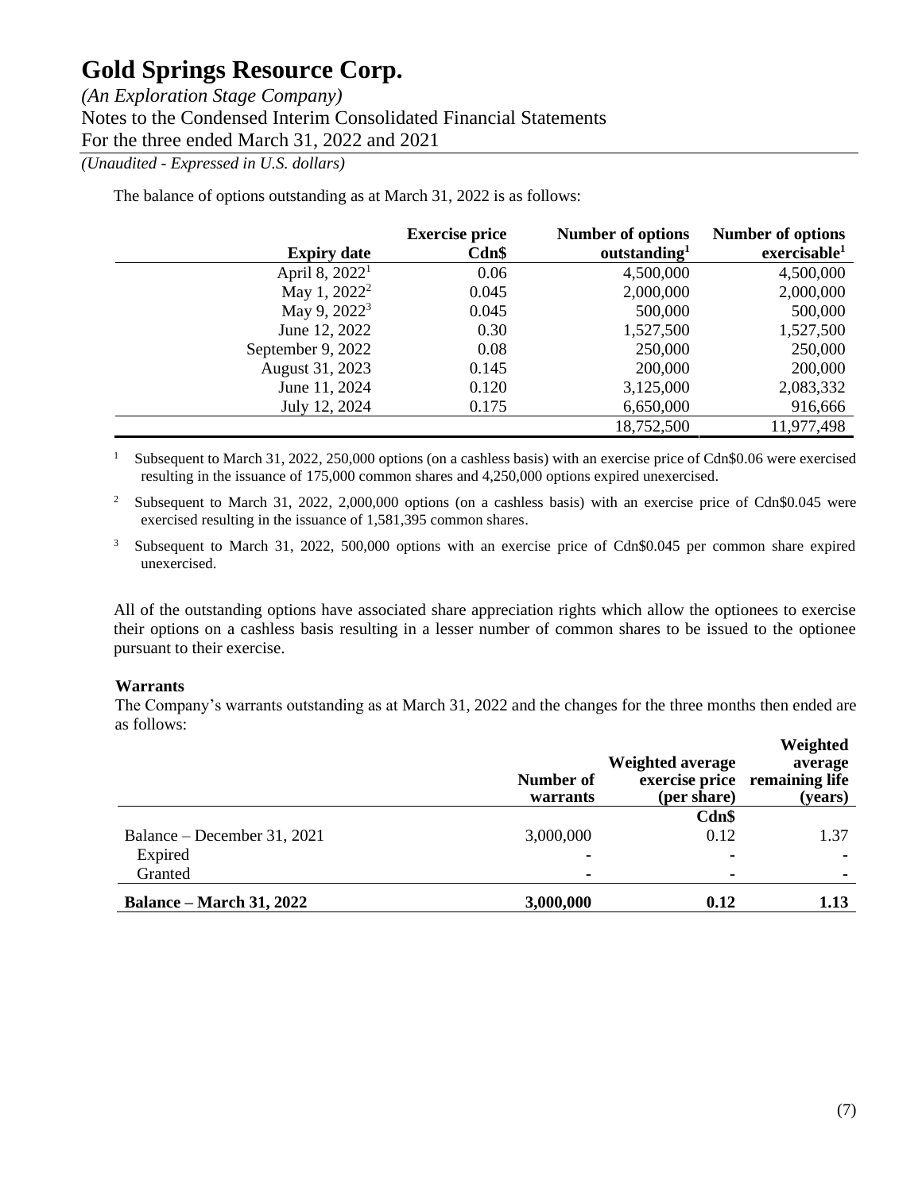The balance of options outstanding as at March 31, 2022 is as follows:

| Expiry date | Exercise price Cdn$ | Number of options outstanding[1] | Number of options exercisable[1] |
|---:|---:|---:|---:|
| April 8, 2022[1] | 0.06 | 4,500,000 | 4,500,000 |
| May 1, 2022[2] | 0.045 | 2,000,000 | 2,000,000 |
| May 9, 2022[3] | 0.045 | 500,000 | 500,000 |
| June 12, 2022 | 0.30 | 1,527,500 | 1,527,500 |
| September 9, 2022 | 0.08 | 250,000 | 250,000 |
| August 31, 2023 | 0.145 | 200,000 | 200,000 |
| June 11, 2024 | 0.120 | 3,125,000 | 2,083,332 |
| July 12, 2024 | 0.175 | 6,650,000 | 916,666 |
| | | 18,752,500 | 11,977,498 |

[1] Subsequent to March 31, 2022, 250,000 options (on a cashless basis) with an exercise price of Cdn$0.06 were exercised resulting in the issuance of 175,000 common shares and 4,250,000 options expired unexercised.

[2] Subsequent to March 31, 2022, 2,000,000 options (on a cashless basis) with an exercise price of Cdn$0.045 were exercised resulting in the issuance of 1,581,395 common shares.

[3] Subsequent to March 31, 2022, 500,000 options with an exercise price of Cdn$0.045 per common share expired unexercised.

All of the outstanding options have associated share appreciation rights which allow the optionees to exercise their options on a cashless basis resulting in a lesser number of common shares to be issued to the optionee pursuant to their exercise.

**Warrants**

The Company's warrants outstanding as at March 31, 2022 and the changes for the three months then ended are as follows:

| | Number of warrants | Weighted average exercise price (per share) | Weighted average remaining life (years) |
|---|---:|---:|---:|
| | | Cdn$ | |
| Balance – December 31, 2021 | 3,000,000 | 0.12 | 1.37 |
| Expired | - | - | - |
| Granted | - | - | - |
| **Balance – March 31, 2022** | **3,000,000** | **0.12** | **1.13** |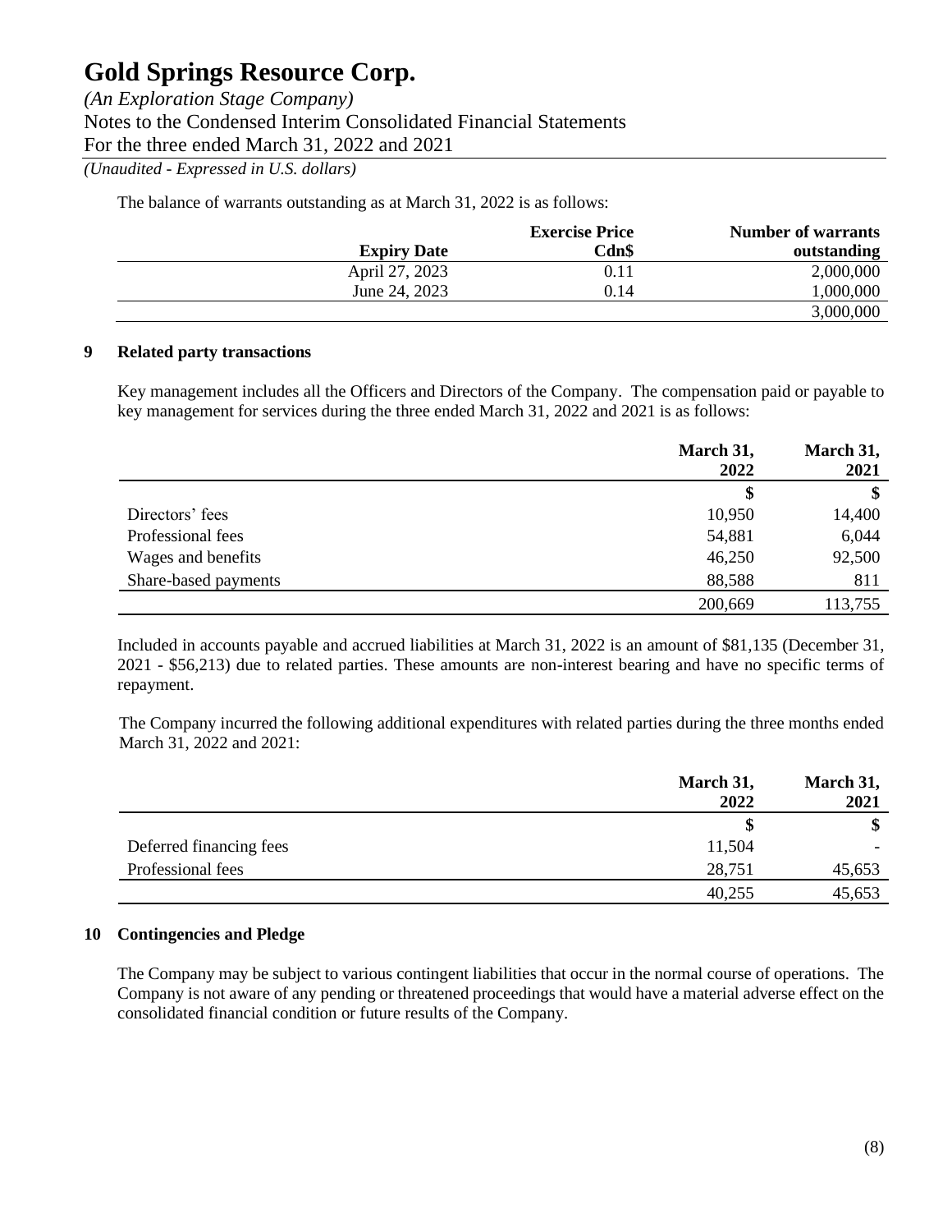The balance of warrants outstanding as at March 31, 2022 is as follows:

| Expiry Date | Exercise Price Cdn$ | Number of warrants outstanding |
|---|---|---|
| April 27, 2023 | 0.11 | 2,000,000 |
| June 24, 2023 | 0.14 | 1,000,000 |
| | | 3,000,000 |

## 9 Related party transactions

Key management includes all the Officers and Directors of the Company. The compensation paid or payable to key management for services during the three ended March 31, 2022 and 2021 is as follows:

| | March 31, 2022 | March 31, 2021 |
|---|---|---|
| | $ | $ |
| Directors' fees | 10,950 | 14,400 |
| Professional fees | 54,881 | 6,044 |
| Wages and benefits | 46,250 | 92,500 |
| Share-based payments | 88,588 | 811 |
| | 200,669 | 113,755 |

Included in accounts payable and accrued liabilities at March 31, 2022 is an amount of $81,135 (December 31, 2021 - $56,213) due to related parties. These amounts are non-interest bearing and have no specific terms of repayment.

The Company incurred the following additional expenditures with related parties during the three months ended March 31, 2022 and 2021:

| | March 31, 2022 | March 31, 2021 |
|---|---|---|
| | $ | $ |
| Deferred financing fees | 11,504 | - |
| Professional fees | 28,751 | 45,653 |
| | 40,255 | 45,653 |

## 10 Contingencies and Pledge

The Company may be subject to various contingent liabilities that occur in the normal course of operations. The Company is not aware of any pending or threatened proceedings that would have a material adverse effect on the consolidated financial condition or future results of the Company.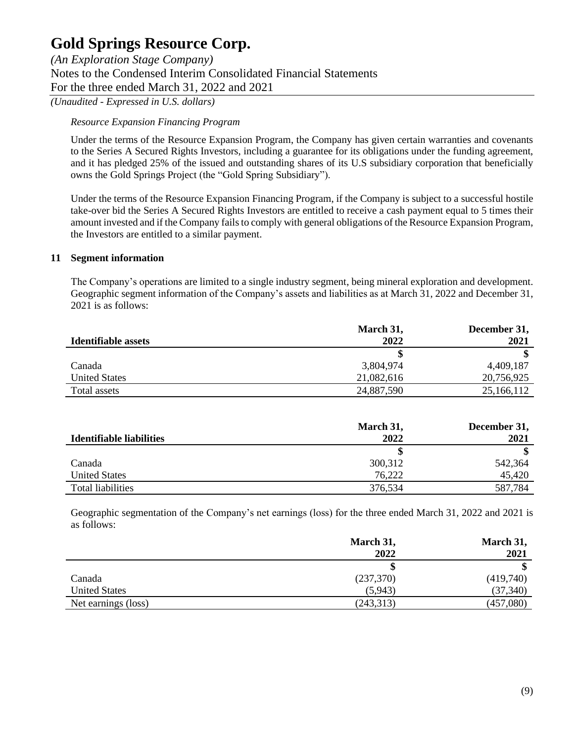*Resource Expansion Financing Program*

Under the terms of the Resource Expansion Program, the Company has given certain warranties and covenants to the Series A Secured Rights Investors, including a guarantee for its obligations under the funding agreement, and it has pledged 25% of the issued and outstanding shares of its U.S subsidiary corporation that beneficially owns the Gold Springs Project (the "Gold Spring Subsidiary").

Under the terms of the Resource Expansion Financing Program, if the Company is subject to a successful hostile take-over bid the Series A Secured Rights Investors are entitled to receive a cash payment equal to 5 times their amount invested and if the Company fails to comply with general obligations of the Resource Expansion Program, the Investors are entitled to a similar payment.

## 11 Segment information

The Company's operations are limited to a single industry segment, being mineral exploration and development. Geographic segment information of the Company's assets and liabilities as at March 31, 2022 and December 31, 2021 is as follows:

| **Identifiable assets** | **March 31, 2022** | **December 31, 2021** |
|---|---|---|
| | **$** | **$** |
| Canada | 3,804,974 | 4,409,187 |
| United States | 21,082,616 | 20,756,925 |
| Total assets | 24,887,590 | 25,166,112 |

| **Identifiable liabilities** | **March 31, 2022** | **December 31, 2021** |
|---|---|---|
| | **$** | **$** |
| Canada | 300,312 | 542,364 |
| United States | 76,222 | 45,420 |
| Total liabilities | 376,534 | 587,784 |

Geographic segmentation of the Company's net earnings (loss) for the three ended March 31, 2022 and 2021 is as follows:

| | **March 31, 2022** | **March 31, 2021** |
|---|---|---|
| | **$** | **$** |
| Canada | (237,370) | (419,740) |
| United States | (5,943) | (37,340) |
| Net earnings (loss) | (243,313) | (457,080) |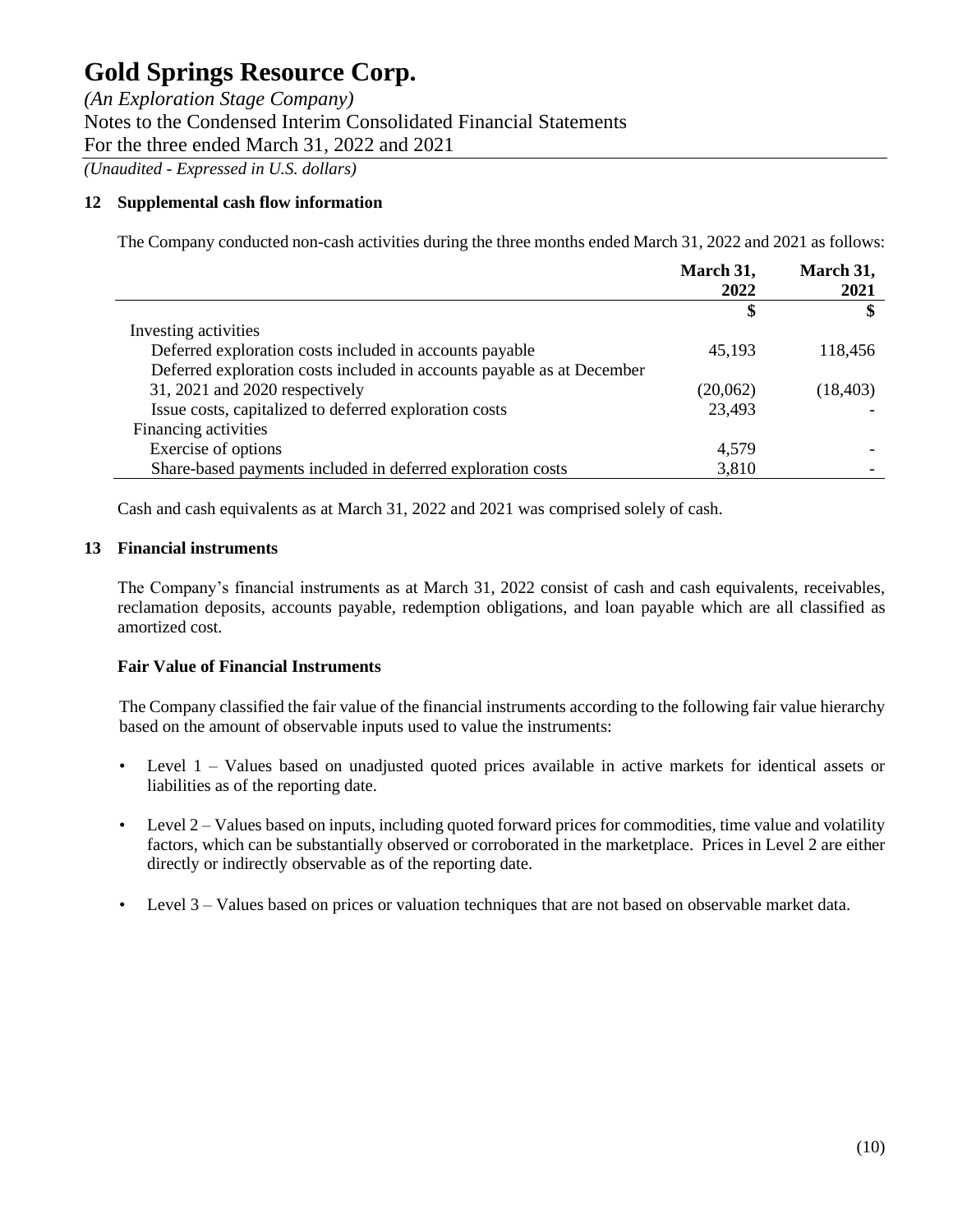## 12 Supplemental cash flow information

The Company conducted non-cash activities during the three months ended March 31, 2022 and 2021 as follows:

| | March 31, 2022 | March 31, 2021 |
|---|---|---|
| | $ | $ |
| Investing activities | | |
| Deferred exploration costs included in accounts payable | 45,193 | 118,456 |
| Deferred exploration costs included in accounts payable as at December 31, 2021 and 2020 respectively | (20,062) | (18,403) |
| Issue costs, capitalized to deferred exploration costs | 23,493 | - |
| Financing activities | | |
| Exercise of options | 4,579 | - |
| Share-based payments included in deferred exploration costs | 3,810 | - |

Cash and cash equivalents as at March 31, 2022 and 2021 was comprised solely of cash.

## 13 Financial instruments

The Company's financial instruments as at March 31, 2022 consist of cash and cash equivalents, receivables, reclamation deposits, accounts payable, redemption obligations, and loan payable which are all classified as amortized cost.

### Fair Value of Financial Instruments

The Company classified the fair value of the financial instruments according to the following fair value hierarchy based on the amount of observable inputs used to value the instruments:

- Level 1 – Values based on unadjusted quoted prices available in active markets for identical assets or liabilities as of the reporting date.
- Level 2 – Values based on inputs, including quoted forward prices for commodities, time value and volatility factors, which can be substantially observed or corroborated in the marketplace. Prices in Level 2 are either directly or indirectly observable as of the reporting date.
- Level 3 – Values based on prices or valuation techniques that are not based on observable market data.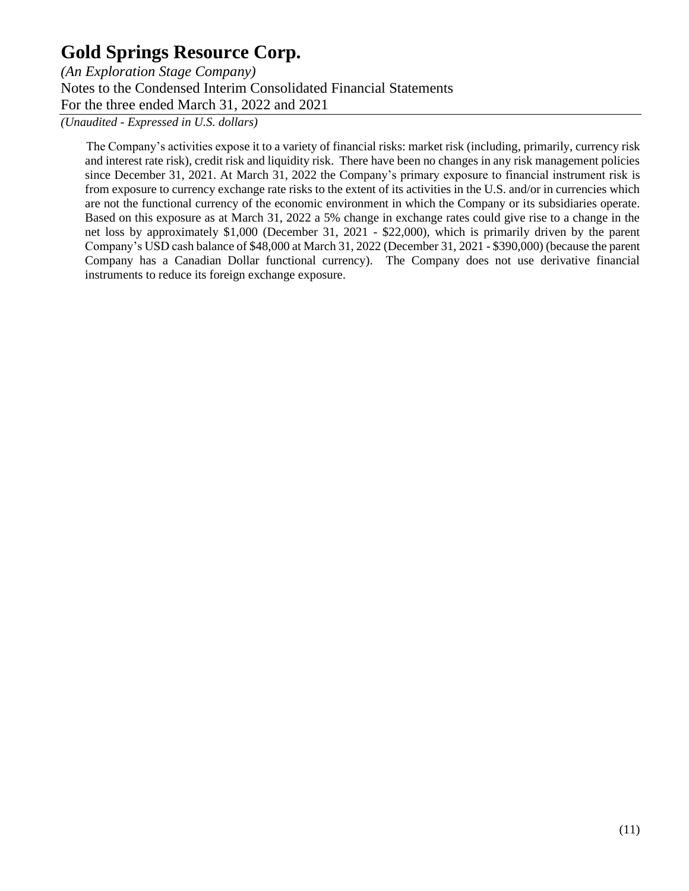The Company's activities expose it to a variety of financial risks: market risk (including, primarily, currency risk and interest rate risk), credit risk and liquidity risk. There have been no changes in any risk management policies since December 31, 2021. At March 31, 2022 the Company's primary exposure to financial instrument risk is from exposure to currency exchange rate risks to the extent of its activities in the U.S. and/or in currencies which are not the functional currency of the economic environment in which the Company or its subsidiaries operate. Based on this exposure as at March 31, 2022 a 5% change in exchange rates could give rise to a change in the net loss by approximately $1,000 (December 31, 2021 - $22,000), which is primarily driven by the parent Company's USD cash balance of $48,000 at March 31, 2022 (December 31, 2021 - $390,000) (because the parent Company has a Canadian Dollar functional currency). The Company does not use derivative financial instruments to reduce its foreign exchange exposure.